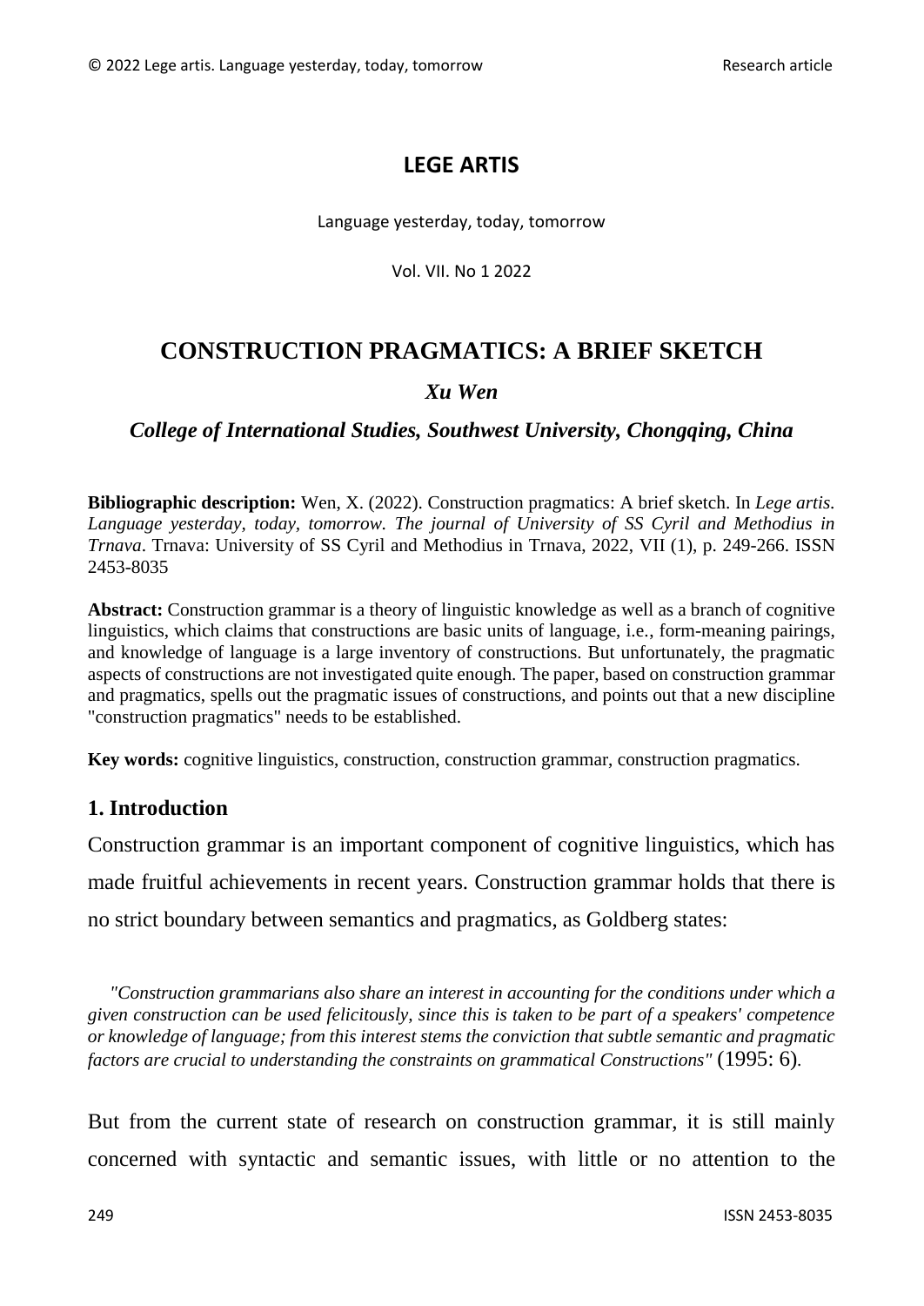**LEGE ARTIS**

Language yesterday, today, tomorrow

Vol. VII. No 1 2022

# CONSTRUCTION PRAGMATICS: A BRIEF SKETCH

***Xu Wen***

***College of International Studies, Southwest University, Chongqing, China***

**Bibliographic description:** Wen, X. (2022). Construction pragmatics: A brief sketch. In *Lege artis. Language yesterday, today, tomorrow. The journal of University of SS Cyril and Methodius in Trnava*. Trnava: University of SS Cyril and Methodius in Trnava, 2022, VII (1), p. 249-266. ISSN 2453-8035

**Abstract:** Construction grammar is a theory of linguistic knowledge as well as a branch of cognitive linguistics, which claims that constructions are basic units of language, i.e., form-meaning pairings, and knowledge of language is a large inventory of constructions. But unfortunately, the pragmatic aspects of constructions are not investigated quite enough. The paper, based on construction grammar and pragmatics, spells out the pragmatic issues of constructions, and points out that a new discipline "construction pragmatics" needs to be established.

**Key words:** cognitive linguistics, construction, construction grammar, construction pragmatics.

## 1. Introduction

Construction grammar is an important component of cognitive linguistics, which has made fruitful achievements in recent years. Construction grammar holds that there is no strict boundary between semantics and pragmatics, as Goldberg states:

> *"Construction grammarians also share an interest in accounting for the conditions under which a given construction can be used felicitously, since this is taken to be part of a speakers' competence or knowledge of language; from this interest stems the conviction that subtle semantic and pragmatic factors are crucial to understanding the constraints on grammatical Constructions"* (1995: 6).

But from the current state of research on construction grammar, it is still mainly concerned with syntactic and semantic issues, with little or no attention to the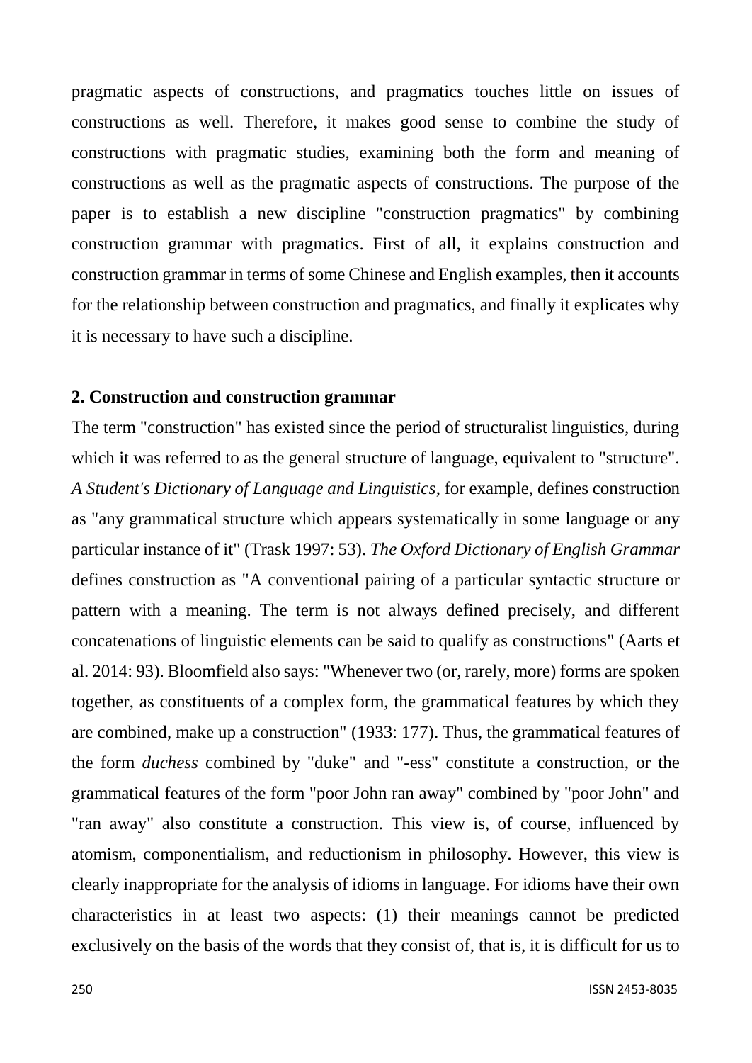pragmatic aspects of constructions, and pragmatics touches little on issues of constructions as well. Therefore, it makes good sense to combine the study of constructions with pragmatic studies, examining both the form and meaning of constructions as well as the pragmatic aspects of constructions. The purpose of the paper is to establish a new discipline "construction pragmatics" by combining construction grammar with pragmatics. First of all, it explains construction and construction grammar in terms of some Chinese and English examples, then it accounts for the relationship between construction and pragmatics, and finally it explicates why it is necessary to have such a discipline.

## 2. Construction and construction grammar

The term "construction" has existed since the period of structuralist linguistics, during which it was referred to as the general structure of language, equivalent to "structure". *A Student's Dictionary of Language and Linguistics*, for example, defines construction as "any grammatical structure which appears systematically in some language or any particular instance of it" (Trask 1997: 53). *The Oxford Dictionary of English Grammar* defines construction as "A conventional pairing of a particular syntactic structure or pattern with a meaning. The term is not always defined precisely, and different concatenations of linguistic elements can be said to qualify as constructions" (Aarts et al. 2014: 93). Bloomfield also says: "Whenever two (or, rarely, more) forms are spoken together, as constituents of a complex form, the grammatical features by which they are combined, make up a construction" (1933: 177). Thus, the grammatical features of the form *duchess* combined by "duke" and "-ess" constitute a construction, or the grammatical features of the form "poor John ran away" combined by "poor John" and "ran away" also constitute a construction. This view is, of course, influenced by atomism, componentialism, and reductionism in philosophy. However, this view is clearly inappropriate for the analysis of idioms in language. For idioms have their own characteristics in at least two aspects: (1) their meanings cannot be predicted exclusively on the basis of the words that they consist of, that is, it is difficult for us to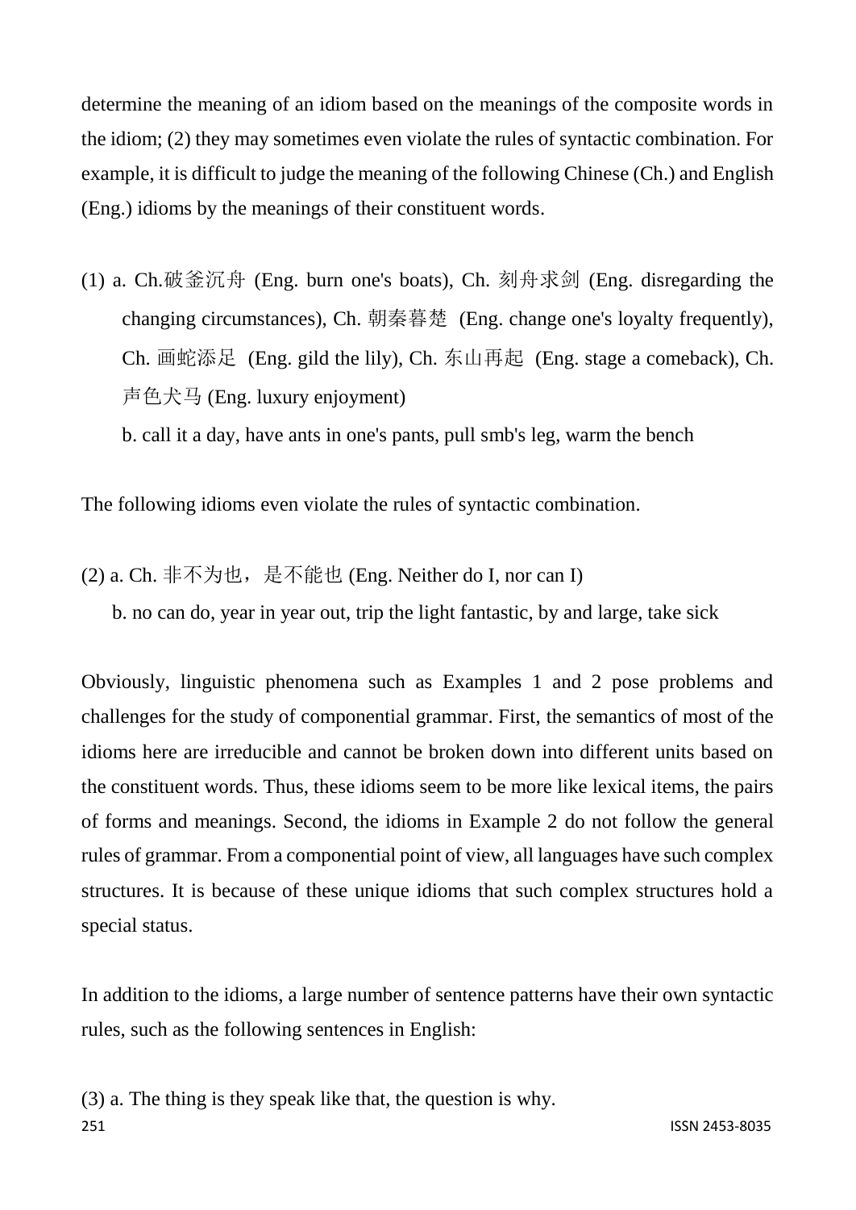determine the meaning of an idiom based on the meanings of the composite words in the idiom; (2) they may sometimes even violate the rules of syntactic combination. For example, it is difficult to judge the meaning of the following Chinese (Ch.) and English (Eng.) idioms by the meanings of their constituent words.

(1) a. Ch.破釜沉舟 (Eng. burn one's boats), Ch. 刻舟求剑 (Eng. disregarding the changing circumstances), Ch. 朝秦暮楚 (Eng. change one's loyalty frequently), Ch. 画蛇添足 (Eng. gild the lily), Ch. 东山再起 (Eng. stage a comeback), Ch. 声色犬马 (Eng. luxury enjoyment)

b. call it a day, have ants in one's pants, pull smb's leg, warm the bench

The following idioms even violate the rules of syntactic combination.

(2) a. Ch. 非不为也，是不能也 (Eng. Neither do I, nor can I)

b. no can do, year in year out, trip the light fantastic, by and large, take sick

Obviously, linguistic phenomena such as Examples 1 and 2 pose problems and challenges for the study of componential grammar. First, the semantics of most of the idioms here are irreducible and cannot be broken down into different units based on the constituent words. Thus, these idioms seem to be more like lexical items, the pairs of forms and meanings. Second, the idioms in Example 2 do not follow the general rules of grammar. From a componential point of view, all languages have such complex structures. It is because of these unique idioms that such complex structures hold a special status.

In addition to the idioms, a large number of sentence patterns have their own syntactic rules, such as the following sentences in English:

(3) a. The thing is they speak like that, the question is why.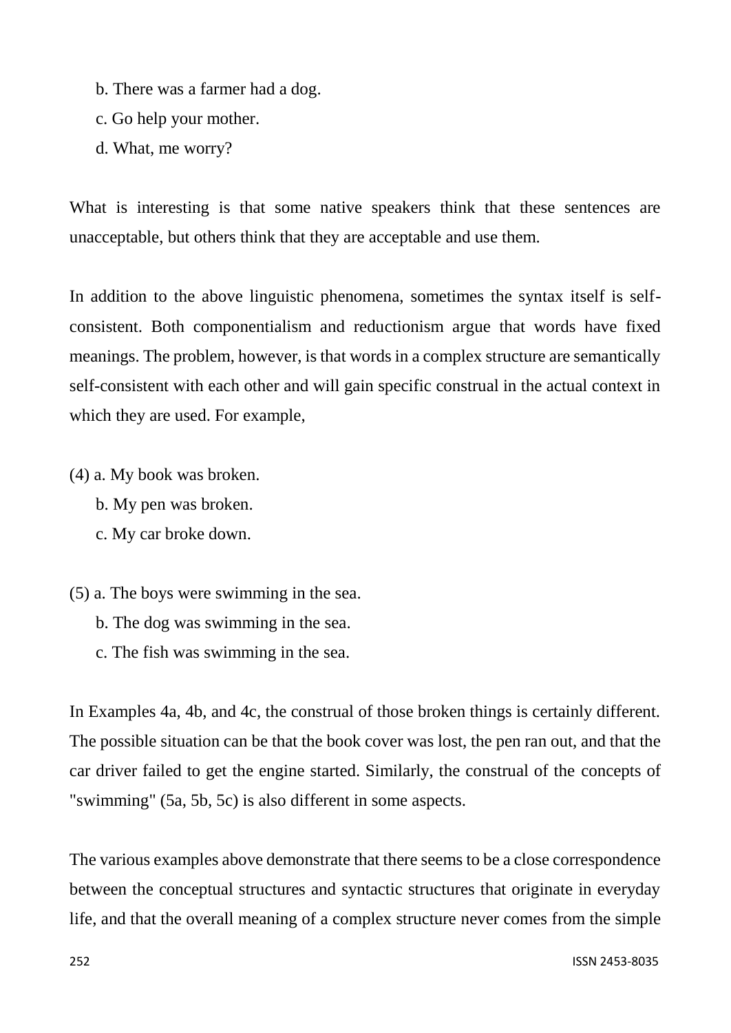b. There was a farmer had a dog.

c. Go help your mother.

d. What, me worry?

What is interesting is that some native speakers think that these sentences are unacceptable, but others think that they are acceptable and use them.

In addition to the above linguistic phenomena, sometimes the syntax itself is self-consistent. Both componentialism and reductionism argue that words have fixed meanings. The problem, however, is that words in a complex structure are semantically self-consistent with each other and will gain specific construal in the actual context in which they are used. For example,

(4) a. My book was broken.

b. My pen was broken.

c. My car broke down.

(5) a. The boys were swimming in the sea.

b. The dog was swimming in the sea.

c. The fish was swimming in the sea.

In Examples 4a, 4b, and 4c, the construal of those broken things is certainly different. The possible situation can be that the book cover was lost, the pen ran out, and that the car driver failed to get the engine started. Similarly, the construal of the concepts of "swimming" (5a, 5b, 5c) is also different in some aspects.

The various examples above demonstrate that there seems to be a close correspondence between the conceptual structures and syntactic structures that originate in everyday life, and that the overall meaning of a complex structure never comes from the simple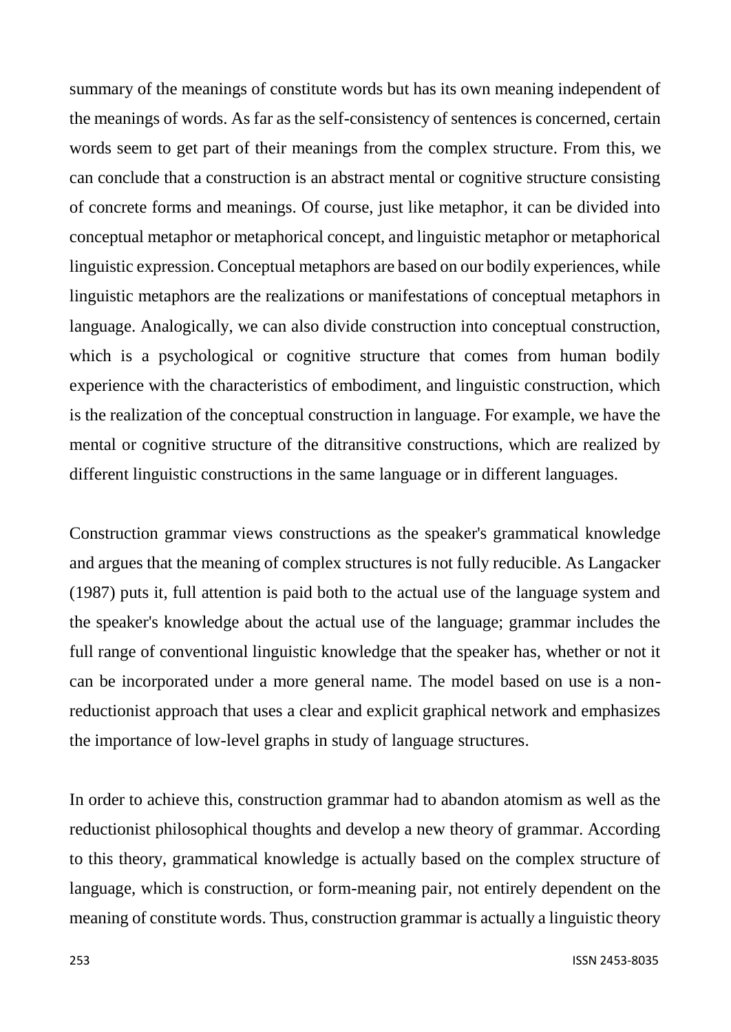summary of the meanings of constitute words but has its own meaning independent of the meanings of words. As far as the self-consistency of sentences is concerned, certain words seem to get part of their meanings from the complex structure. From this, we can conclude that a construction is an abstract mental or cognitive structure consisting of concrete forms and meanings. Of course, just like metaphor, it can be divided into conceptual metaphor or metaphorical concept, and linguistic metaphor or metaphorical linguistic expression. Conceptual metaphors are based on our bodily experiences, while linguistic metaphors are the realizations or manifestations of conceptual metaphors in language. Analogically, we can also divide construction into conceptual construction, which is a psychological or cognitive structure that comes from human bodily experience with the characteristics of embodiment, and linguistic construction, which is the realization of the conceptual construction in language. For example, we have the mental or cognitive structure of the ditransitive constructions, which are realized by different linguistic constructions in the same language or in different languages.

Construction grammar views constructions as the speaker's grammatical knowledge and argues that the meaning of complex structures is not fully reducible. As Langacker (1987) puts it, full attention is paid both to the actual use of the language system and the speaker's knowledge about the actual use of the language; grammar includes the full range of conventional linguistic knowledge that the speaker has, whether or not it can be incorporated under a more general name. The model based on use is a non-reductionist approach that uses a clear and explicit graphical network and emphasizes the importance of low-level graphs in study of language structures.

In order to achieve this, construction grammar had to abandon atomism as well as the reductionist philosophical thoughts and develop a new theory of grammar. According to this theory, grammatical knowledge is actually based on the complex structure of language, which is construction, or form-meaning pair, not entirely dependent on the meaning of constitute words. Thus, construction grammar is actually a linguistic theory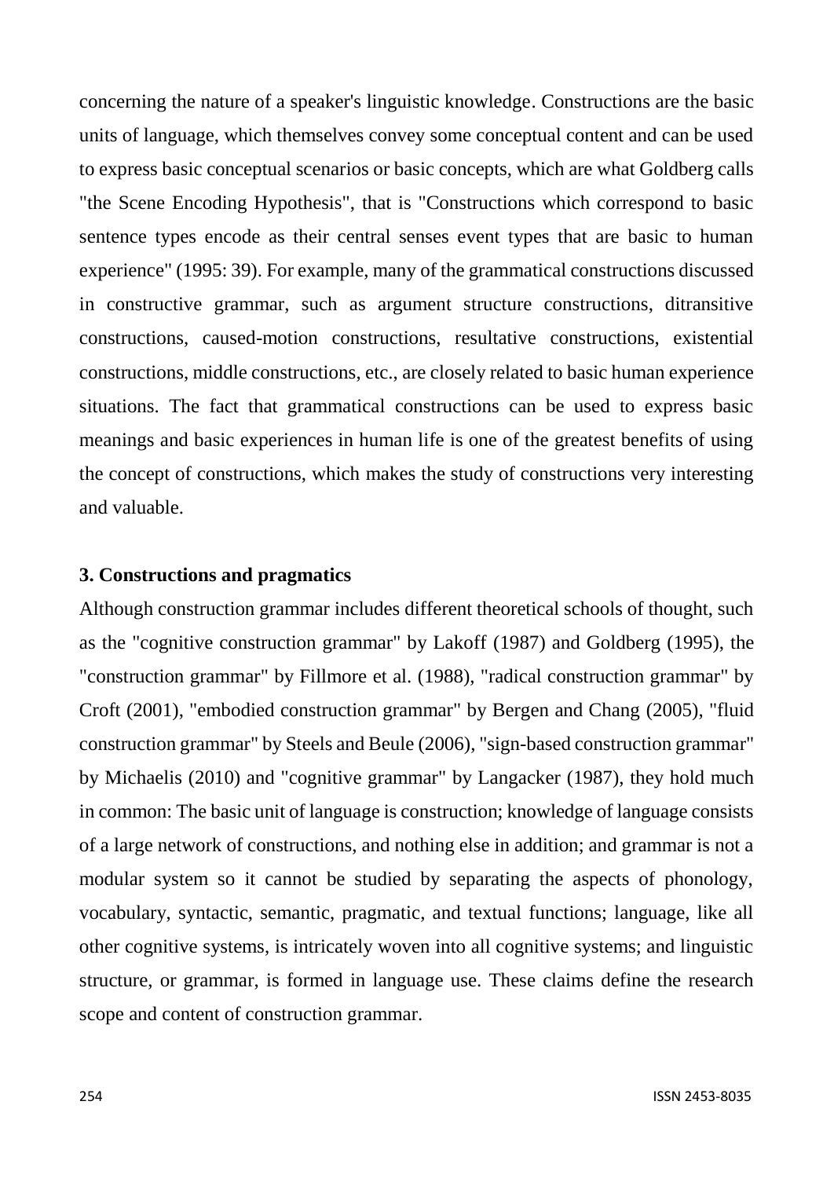concerning the nature of a speaker's linguistic knowledge. Constructions are the basic units of language, which themselves convey some conceptual content and can be used to express basic conceptual scenarios or basic concepts, which are what Goldberg calls "the Scene Encoding Hypothesis", that is "Constructions which correspond to basic sentence types encode as their central senses event types that are basic to human experience" (1995: 39). For example, many of the grammatical constructions discussed in constructive grammar, such as argument structure constructions, ditransitive constructions, caused-motion constructions, resultative constructions, existential constructions, middle constructions, etc., are closely related to basic human experience situations. The fact that grammatical constructions can be used to express basic meanings and basic experiences in human life is one of the greatest benefits of using the concept of constructions, which makes the study of constructions very interesting and valuable.

### 3. Constructions and pragmatics

Although construction grammar includes different theoretical schools of thought, such as the "cognitive construction grammar" by Lakoff (1987) and Goldberg (1995), the "construction grammar" by Fillmore et al. (1988), "radical construction grammar" by Croft (2001), "embodied construction grammar" by Bergen and Chang (2005), "fluid construction grammar" by Steels and Beule (2006), "sign-based construction grammar" by Michaelis (2010) and "cognitive grammar" by Langacker (1987), they hold much in common: The basic unit of language is construction; knowledge of language consists of a large network of constructions, and nothing else in addition; and grammar is not a modular system so it cannot be studied by separating the aspects of phonology, vocabulary, syntactic, semantic, pragmatic, and textual functions; language, like all other cognitive systems, is intricately woven into all cognitive systems; and linguistic structure, or grammar, is formed in language use. These claims define the research scope and content of construction grammar.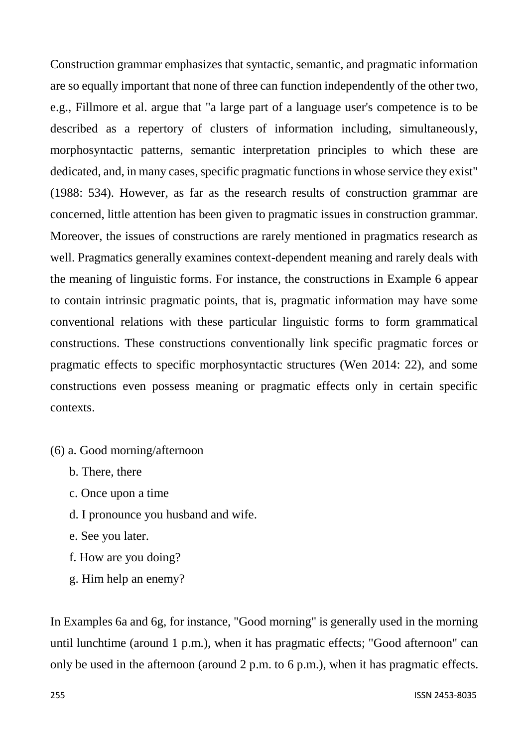Construction grammar emphasizes that syntactic, semantic, and pragmatic information are so equally important that none of three can function independently of the other two, e.g., Fillmore et al. argue that "a large part of a language user's competence is to be described as a repertory of clusters of information including, simultaneously, morphosyntactic patterns, semantic interpretation principles to which these are dedicated, and, in many cases, specific pragmatic functions in whose service they exist" (1988: 534). However, as far as the research results of construction grammar are concerned, little attention has been given to pragmatic issues in construction grammar. Moreover, the issues of constructions are rarely mentioned in pragmatics research as well. Pragmatics generally examines context-dependent meaning and rarely deals with the meaning of linguistic forms. For instance, the constructions in Example 6 appear to contain intrinsic pragmatic points, that is, pragmatic information may have some conventional relations with these particular linguistic forms to form grammatical constructions. These constructions conventionally link specific pragmatic forces or pragmatic effects to specific morphosyntactic structures (Wen 2014: 22), and some constructions even possess meaning or pragmatic effects only in certain specific contexts.

(6) a. Good morning/afternoon
  b. There, there
  c. Once upon a time
  d. I pronounce you husband and wife.
  e. See you later.
  f. How are you doing?
  g. Him help an enemy?

In Examples 6a and 6g, for instance, "Good morning" is generally used in the morning until lunchtime (around 1 p.m.), when it has pragmatic effects; "Good afternoon" can only be used in the afternoon (around 2 p.m. to 6 p.m.), when it has pragmatic effects.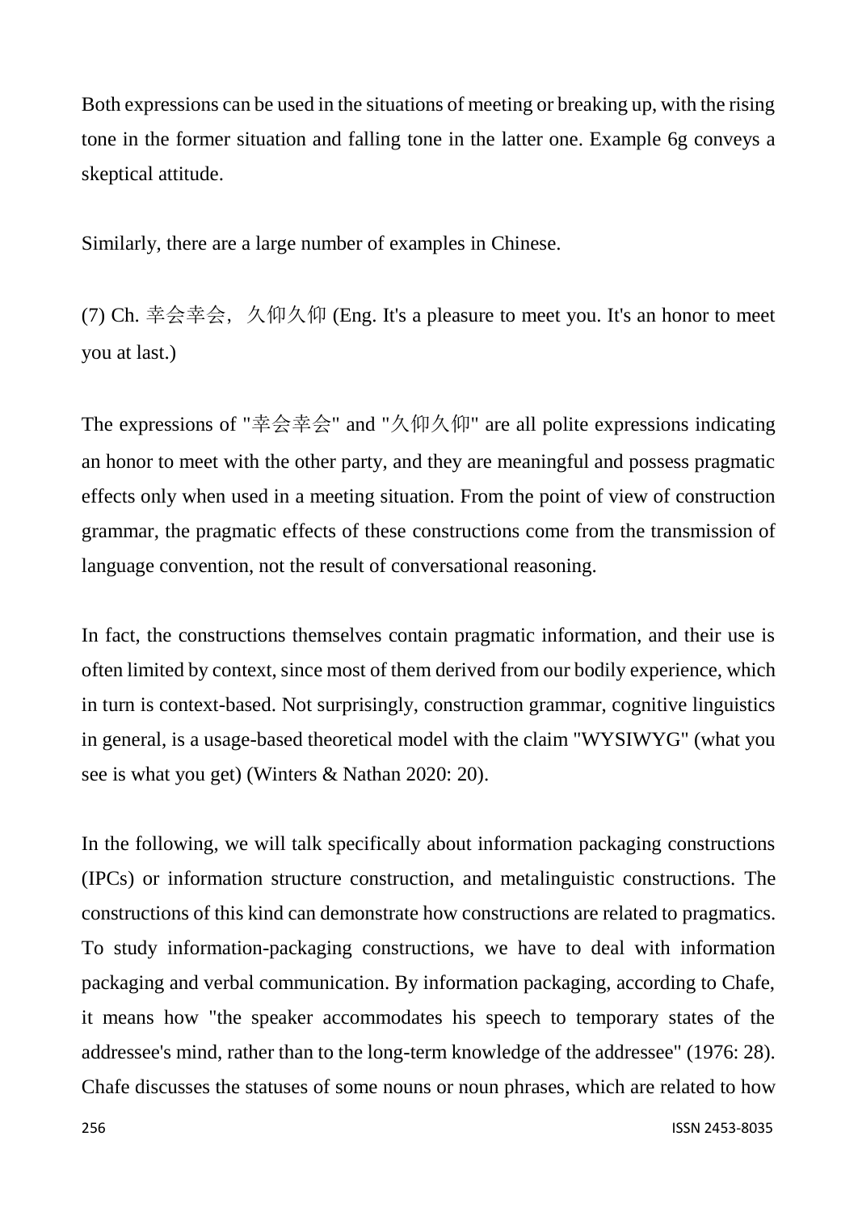Both expressions can be used in the situations of meeting or breaking up, with the rising tone in the former situation and falling tone in the latter one. Example 6g conveys a skeptical attitude.

Similarly, there are a large number of examples in Chinese.

(7) Ch. 幸会幸会，久仰久仰 (Eng. It's a pleasure to meet you. It's an honor to meet you at last.)

The expressions of "幸会幸会" and "久仰久仰" are all polite expressions indicating an honor to meet with the other party, and they are meaningful and possess pragmatic effects only when used in a meeting situation. From the point of view of construction grammar, the pragmatic effects of these constructions come from the transmission of language convention, not the result of conversational reasoning.

In fact, the constructions themselves contain pragmatic information, and their use is often limited by context, since most of them derived from our bodily experience, which in turn is context-based. Not surprisingly, construction grammar, cognitive linguistics in general, is a usage-based theoretical model with the claim "WYSIWYG" (what you see is what you get) (Winters & Nathan 2020: 20).

In the following, we will talk specifically about information packaging constructions (IPCs) or information structure construction, and metalinguistic constructions. The constructions of this kind can demonstrate how constructions are related to pragmatics. To study information-packaging constructions, we have to deal with information packaging and verbal communication. By information packaging, according to Chafe, it means how "the speaker accommodates his speech to temporary states of the addressee's mind, rather than to the long-term knowledge of the addressee" (1976: 28). Chafe discusses the statuses of some nouns or noun phrases, which are related to how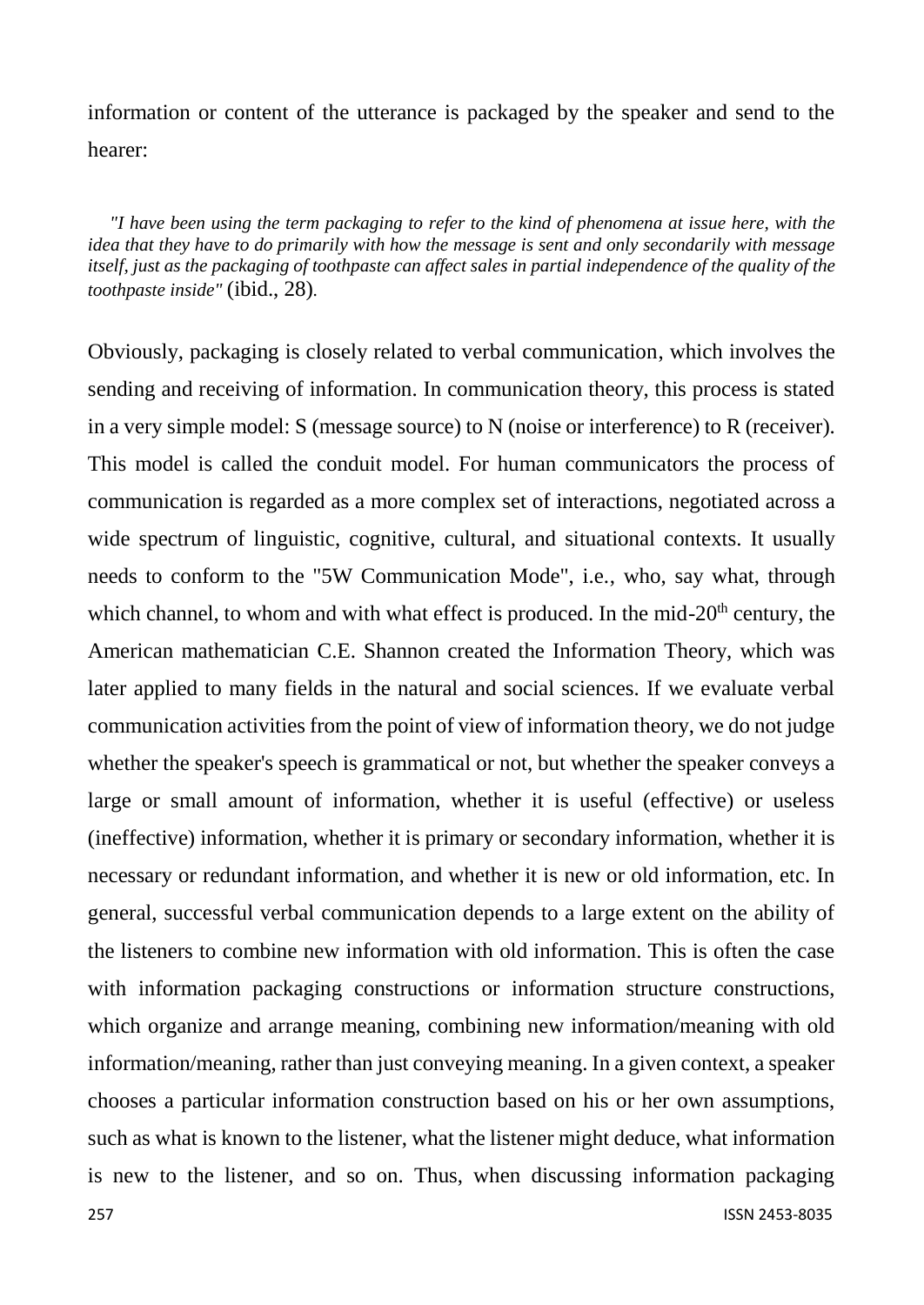information or content of the utterance is packaged by the speaker and send to the hearer:

> *"I have been using the term packaging to refer to the kind of phenomena at issue here, with the idea that they have to do primarily with how the message is sent and only secondarily with message itself, just as the packaging of toothpaste can affect sales in partial independence of the quality of the toothpaste inside"* (ibid., 28).

Obviously, packaging is closely related to verbal communication, which involves the sending and receiving of information. In communication theory, this process is stated in a very simple model: S (message source) to N (noise or interference) to R (receiver). This model is called the conduit model. For human communicators the process of communication is regarded as a more complex set of interactions, negotiated across a wide spectrum of linguistic, cognitive, cultural, and situational contexts. It usually needs to conform to the "5W Communication Mode", i.e., who, say what, through which channel, to whom and with what effect is produced. In the mid-20th century, the American mathematician C.E. Shannon created the Information Theory, which was later applied to many fields in the natural and social sciences. If we evaluate verbal communication activities from the point of view of information theory, we do not judge whether the speaker's speech is grammatical or not, but whether the speaker conveys a large or small amount of information, whether it is useful (effective) or useless (ineffective) information, whether it is primary or secondary information, whether it is necessary or redundant information, and whether it is new or old information, etc. In general, successful verbal communication depends to a large extent on the ability of the listeners to combine new information with old information. This is often the case with information packaging constructions or information structure constructions, which organize and arrange meaning, combining new information/meaning with old information/meaning, rather than just conveying meaning. In a given context, a speaker chooses a particular information construction based on his or her own assumptions, such as what is known to the listener, what the listener might deduce, what information is new to the listener, and so on. Thus, when discussing information packaging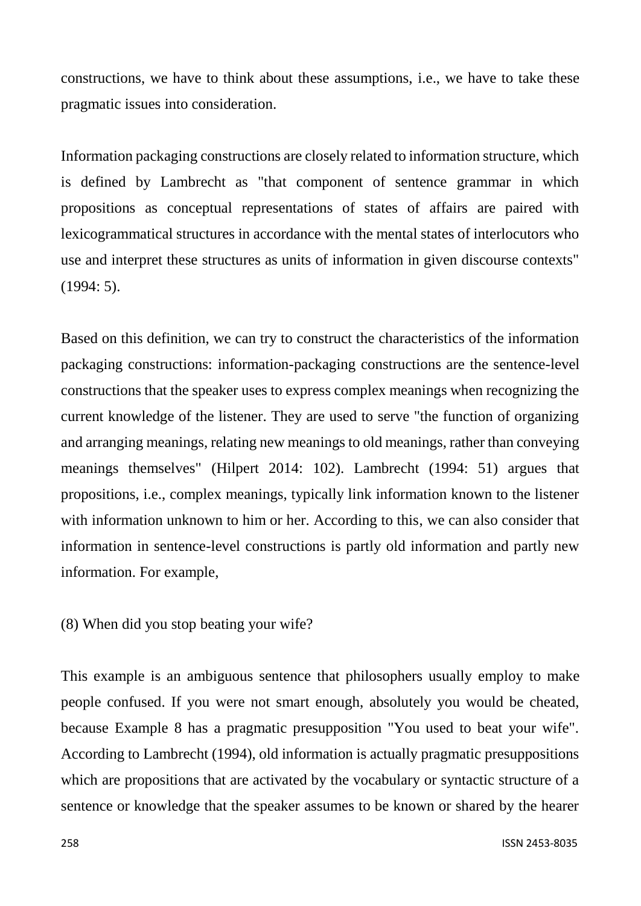constructions, we have to think about these assumptions, i.e., we have to take these pragmatic issues into consideration.

Information packaging constructions are closely related to information structure, which is defined by Lambrecht as "that component of sentence grammar in which propositions as conceptual representations of states of affairs are paired with lexicogrammatical structures in accordance with the mental states of interlocutors who use and interpret these structures as units of information in given discourse contexts" (1994: 5).

Based on this definition, we can try to construct the characteristics of the information packaging constructions: information-packaging constructions are the sentence-level constructions that the speaker uses to express complex meanings when recognizing the current knowledge of the listener. They are used to serve "the function of organizing and arranging meanings, relating new meanings to old meanings, rather than conveying meanings themselves" (Hilpert 2014: 102). Lambrecht (1994: 51) argues that propositions, i.e., complex meanings, typically link information known to the listener with information unknown to him or her. According to this, we can also consider that information in sentence-level constructions is partly old information and partly new information. For example,

(8) When did you stop beating your wife?

This example is an ambiguous sentence that philosophers usually employ to make people confused. If you were not smart enough, absolutely you would be cheated, because Example 8 has a pragmatic presupposition "You used to beat your wife". According to Lambrecht (1994), old information is actually pragmatic presuppositions which are propositions that are activated by the vocabulary or syntactic structure of a sentence or knowledge that the speaker assumes to be known or shared by the hearer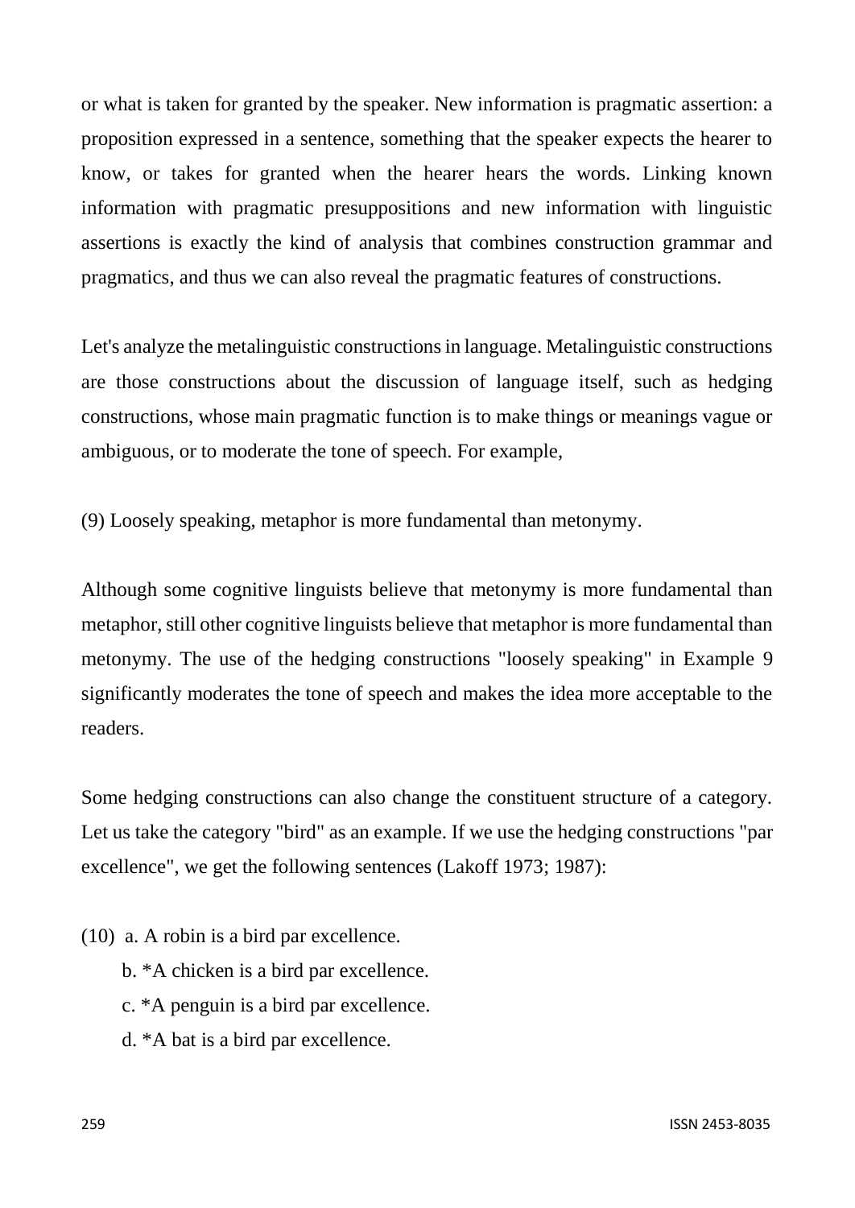or what is taken for granted by the speaker. New information is pragmatic assertion: a proposition expressed in a sentence, something that the speaker expects the hearer to know, or takes for granted when the hearer hears the words. Linking known information with pragmatic presuppositions and new information with linguistic assertions is exactly the kind of analysis that combines construction grammar and pragmatics, and thus we can also reveal the pragmatic features of constructions.

Let's analyze the metalinguistic constructions in language. Metalinguistic constructions are those constructions about the discussion of language itself, such as hedging constructions, whose main pragmatic function is to make things or meanings vague or ambiguous, or to moderate the tone of speech. For example,

(9) Loosely speaking, metaphor is more fundamental than metonymy.

Although some cognitive linguists believe that metonymy is more fundamental than metaphor, still other cognitive linguists believe that metaphor is more fundamental than metonymy. The use of the hedging constructions "loosely speaking" in Example 9 significantly moderates the tone of speech and makes the idea more acceptable to the readers.

Some hedging constructions can also change the constituent structure of a category. Let us take the category "bird" as an example. If we use the hedging constructions "par excellence", we get the following sentences (Lakoff 1973; 1987):

(10) a. A robin is a bird par excellence.

b. *A chicken is a bird par excellence.

c. *A penguin is a bird par excellence.

d. *A bat is a bird par excellence.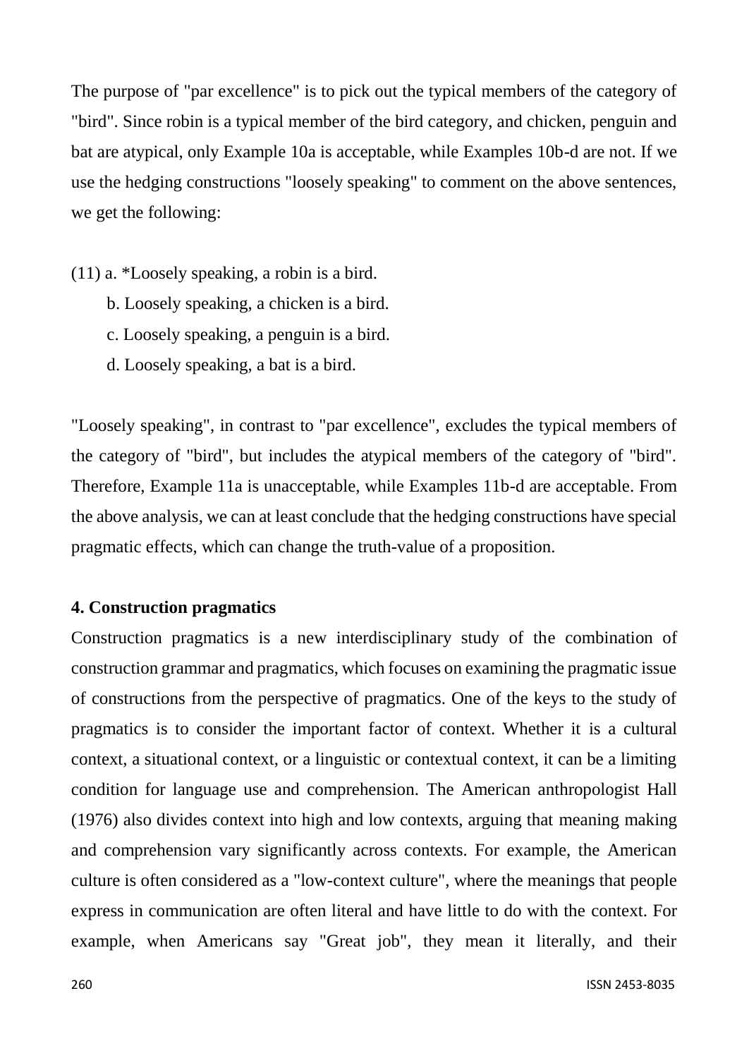The purpose of "par excellence" is to pick out the typical members of the category of "bird". Since robin is a typical member of the bird category, and chicken, penguin and bat are atypical, only Example 10a is acceptable, while Examples 10b-d are not. If we use the hedging constructions "loosely speaking" to comment on the above sentences, we get the following:

(11) a. *Loosely speaking, a robin is a bird.
  b. Loosely speaking, a chicken is a bird.
  c. Loosely speaking, a penguin is a bird.
  d. Loosely speaking, a bat is a bird.

"Loosely speaking", in contrast to "par excellence", excludes the typical members of the category of "bird", but includes the atypical members of the category of "bird". Therefore, Example 11a is unacceptable, while Examples 11b-d are acceptable. From the above analysis, we can at least conclude that the hedging constructions have special pragmatic effects, which can change the truth-value of a proposition.

**4. Construction pragmatics**

Construction pragmatics is a new interdisciplinary study of the combination of construction grammar and pragmatics, which focuses on examining the pragmatic issue of constructions from the perspective of pragmatics. One of the keys to the study of pragmatics is to consider the important factor of context. Whether it is a cultural context, a situational context, or a linguistic or contextual context, it can be a limiting condition for language use and comprehension. The American anthropologist Hall (1976) also divides context into high and low contexts, arguing that meaning making and comprehension vary significantly across contexts. For example, the American culture is often considered as a "low-context culture", where the meanings that people express in communication are often literal and have little to do with the context. For example, when Americans say "Great job", they mean it literally, and their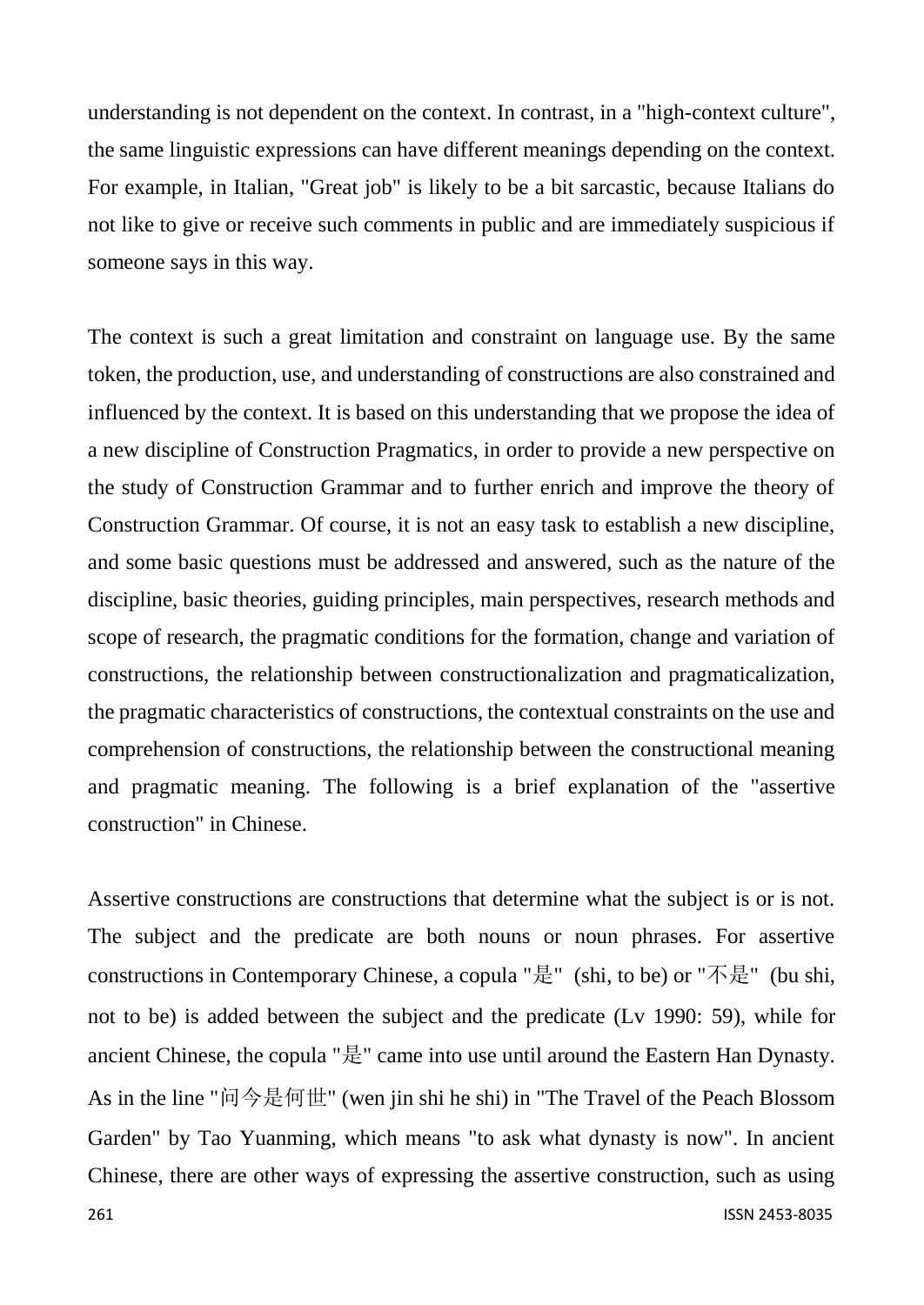understanding is not dependent on the context. In contrast, in a "high-context culture", the same linguistic expressions can have different meanings depending on the context. For example, in Italian, "Great job" is likely to be a bit sarcastic, because Italians do not like to give or receive such comments in public and are immediately suspicious if someone says in this way.

The context is such a great limitation and constraint on language use. By the same token, the production, use, and understanding of constructions are also constrained and influenced by the context. It is based on this understanding that we propose the idea of a new discipline of Construction Pragmatics, in order to provide a new perspective on the study of Construction Grammar and to further enrich and improve the theory of Construction Grammar. Of course, it is not an easy task to establish a new discipline, and some basic questions must be addressed and answered, such as the nature of the discipline, basic theories, guiding principles, main perspectives, research methods and scope of research, the pragmatic conditions for the formation, change and variation of constructions, the relationship between constructionalization and pragmaticalization, the pragmatic characteristics of constructions, the contextual constraints on the use and comprehension of constructions, the relationship between the constructional meaning and pragmatic meaning. The following is a brief explanation of the "assertive construction" in Chinese.

Assertive constructions are constructions that determine what the subject is or is not. The subject and the predicate are both nouns or noun phrases. For assertive constructions in Contemporary Chinese, a copula "是" (shi, to be) or "不是" (bu shi, not to be) is added between the subject and the predicate (Lv 1990: 59), while for ancient Chinese, the copula "是" came into use until around the Eastern Han Dynasty. As in the line "问今是何世" (wen jin shi he shi) in "The Travel of the Peach Blossom Garden" by Tao Yuanming, which means "to ask what dynasty is now". In ancient Chinese, there are other ways of expressing the assertive construction, such as using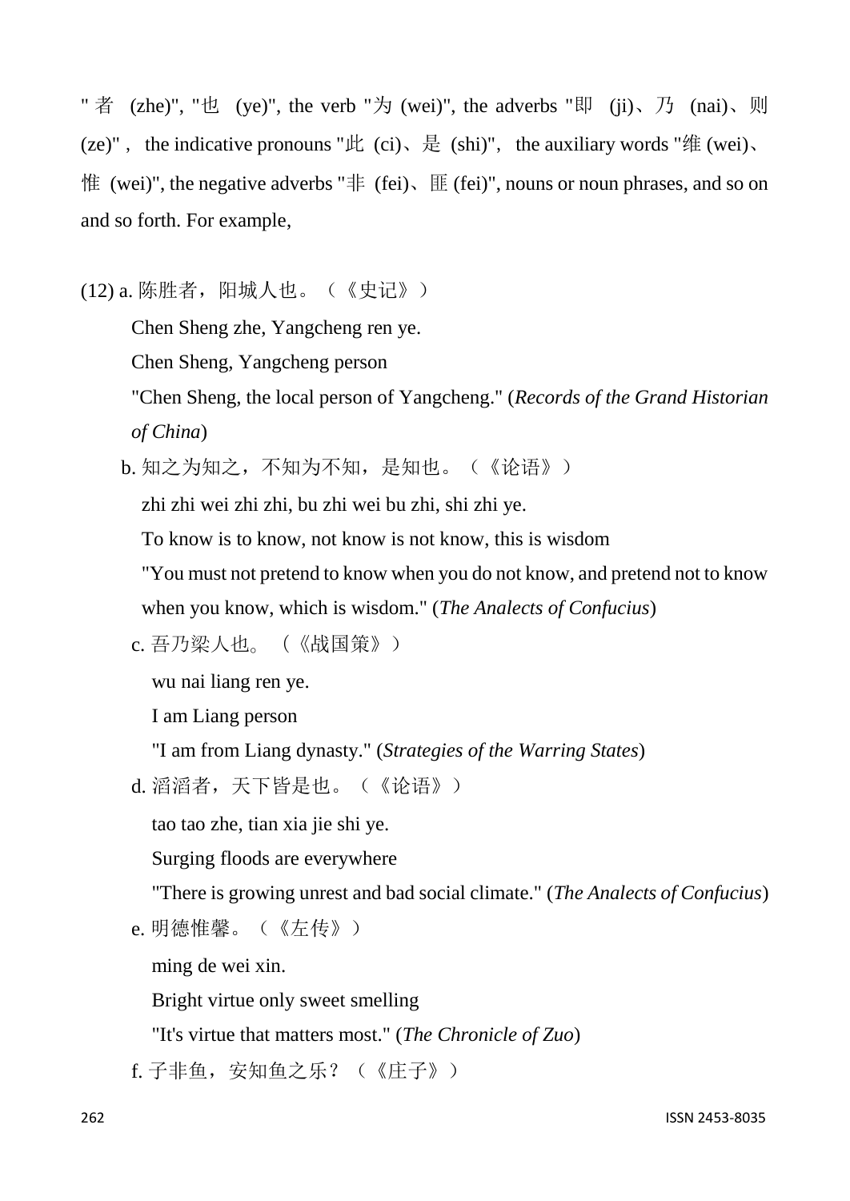" 者 (zhe)", "也 (ye)", the verb "为 (wei)", the adverbs "即 (ji)、乃 (nai)、则 (ze)" , the indicative pronouns "此 (ci)、是 (shi)", the auxiliary words "维 (wei)、惟 (wei)", the negative adverbs "非 (fei)、匪 (fei)", nouns or noun phrases, and so on and so forth. For example,

(12) a. 陈胜者，阳城人也。（《史记》）

Chen Sheng zhe, Yangcheng ren ye.

Chen Sheng, Yangcheng person

"Chen Sheng, the local person of Yangcheng." (*Records of the Grand Historian of China*)

b. 知之为知之，不知为不知，是知也。（《论语》）

zhi zhi wei zhi zhi, bu zhi wei bu zhi, shi zhi ye.

To know is to know, not know is not know, this is wisdom

"You must not pretend to know when you do not know, and pretend not to know when you know, which is wisdom." (*The Analects of Confucius*)

c. 吾乃梁人也。（《战国策》）

wu nai liang ren ye.

I am Liang person

"I am from Liang dynasty." (*Strategies of the Warring States*)

d. 滔滔者，天下皆是也。（《论语》）

tao tao zhe, tian xia jie shi ye.

Surging floods are everywhere

"There is growing unrest and bad social climate." (*The Analects of Confucius*)

e. 明德惟馨。（《左传》）

ming de wei xin.

Bright virtue only sweet smelling

"It's virtue that matters most." (*The Chronicle of Zuo*)

f. 子非鱼，安知鱼之乐？（《庄子》）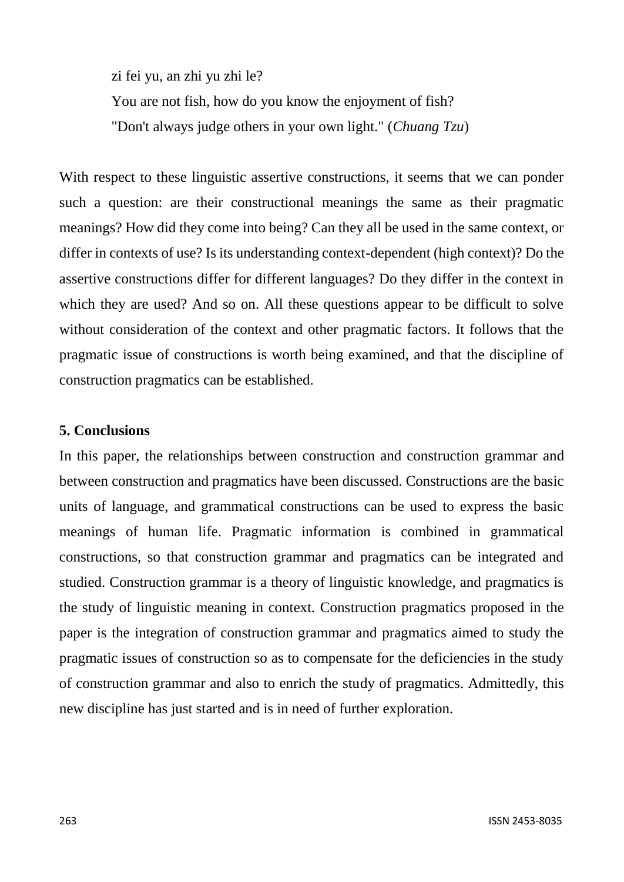zi fei yu, an zhi yu zhi le?

You are not fish, how do you know the enjoyment of fish?

"Don't always judge others in your own light." (*Chuang Tzu*)

With respect to these linguistic assertive constructions, it seems that we can ponder such a question: are their constructional meanings the same as their pragmatic meanings? How did they come into being? Can they all be used in the same context, or differ in contexts of use? Is its understanding context-dependent (high context)? Do the assertive constructions differ for different languages? Do they differ in the context in which they are used? And so on. All these questions appear to be difficult to solve without consideration of the context and other pragmatic factors. It follows that the pragmatic issue of constructions is worth being examined, and that the discipline of construction pragmatics can be established.

## 5. Conclusions

In this paper, the relationships between construction and construction grammar and between construction and pragmatics have been discussed. Constructions are the basic units of language, and grammatical constructions can be used to express the basic meanings of human life. Pragmatic information is combined in grammatical constructions, so that construction grammar and pragmatics can be integrated and studied. Construction grammar is a theory of linguistic knowledge, and pragmatics is the study of linguistic meaning in context. Construction pragmatics proposed in the paper is the integration of construction grammar and pragmatics aimed to study the pragmatic issues of construction so as to compensate for the deficiencies in the study of construction grammar and also to enrich the study of pragmatics. Admittedly, this new discipline has just started and is in need of further exploration.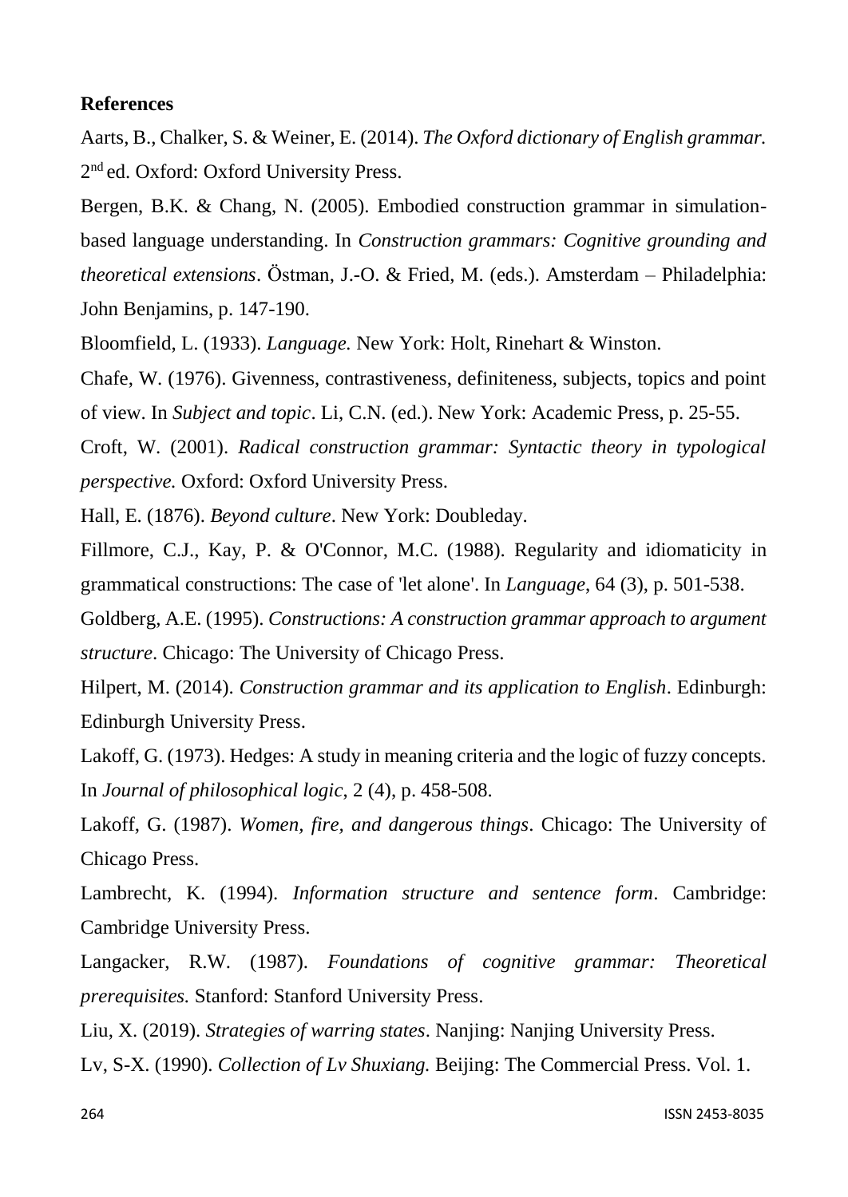**References**

Aarts, B., Chalker, S. & Weiner, E. (2014). *The Oxford dictionary of English grammar.* 2nd ed. Oxford: Oxford University Press.

Bergen, B.K. & Chang, N. (2005). Embodied construction grammar in simulation-based language understanding. In *Construction grammars: Cognitive grounding and theoretical extensions*. Östman, J.-O. & Fried, M. (eds.). Amsterdam – Philadelphia: John Benjamins, p. 147-190.

Bloomfield, L. (1933). *Language.* New York: Holt, Rinehart & Winston.

Chafe, W. (1976). Givenness, contrastiveness, definiteness, subjects, topics and point of view. In *Subject and topic*. Li, C.N. (ed.). New York: Academic Press, p. 25-55.

Croft, W. (2001). *Radical construction grammar: Syntactic theory in typological perspective.* Oxford: Oxford University Press.

Hall, E. (1876). *Beyond culture*. New York: Doubleday.

Fillmore, C.J., Kay, P. & O'Connor, M.C. (1988). Regularity and idiomaticity in grammatical constructions: The case of 'let alone'. In *Language*, 64 (3), p. 501-538.

Goldberg, A.E. (1995). *Constructions: A construction grammar approach to argument structure*. Chicago: The University of Chicago Press.

Hilpert, M. (2014). *Construction grammar and its application to English*. Edinburgh: Edinburgh University Press.

Lakoff, G. (1973). Hedges: A study in meaning criteria and the logic of fuzzy concepts. In *Journal of philosophical logic*, 2 (4), p. 458-508.

Lakoff, G. (1987). *Women, fire, and dangerous things*. Chicago: The University of Chicago Press.

Lambrecht, K. (1994). *Information structure and sentence form*. Cambridge: Cambridge University Press.

Langacker, R.W. (1987). *Foundations of cognitive grammar: Theoretical prerequisites.* Stanford: Stanford University Press.

Liu, X. (2019). *Strategies of warring states*. Nanjing: Nanjing University Press.

Lv, S-X. (1990). *Collection of Lv Shuxiang.* Beijing: The Commercial Press. Vol. 1.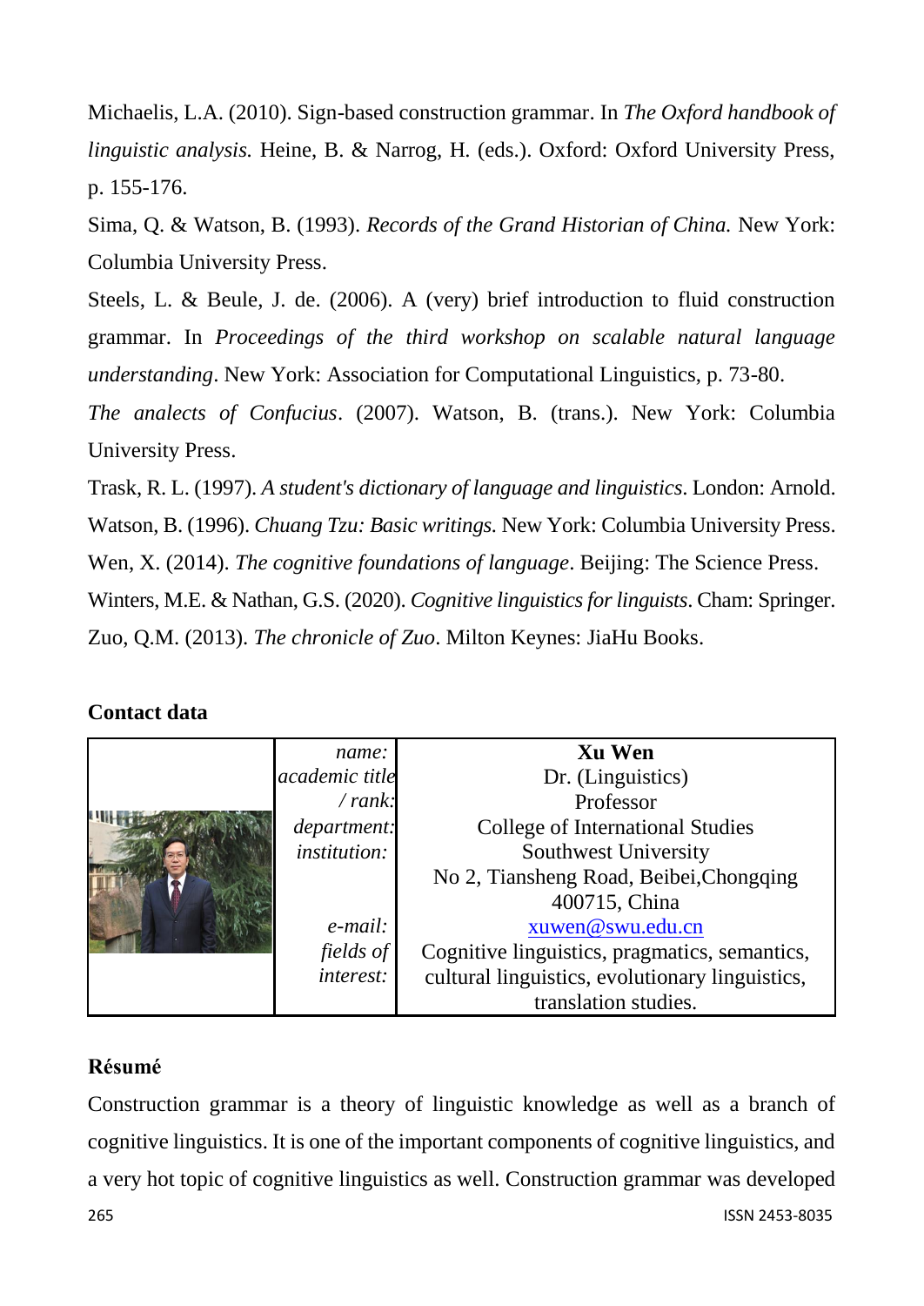Michaelis, L.A. (2010). Sign-based construction grammar. In *The Oxford handbook of linguistic analysis.* Heine, B. & Narrog, H. (eds.). Oxford: Oxford University Press, p. 155-176.

Sima, Q. & Watson, B. (1993). *Records of the Grand Historian of China.* New York: Columbia University Press.

Steels, L. & Beule, J. de. (2006). A (very) brief introduction to fluid construction grammar. In *Proceedings of the third workshop on scalable natural language understanding*. New York: Association for Computational Linguistics, p. 73-80.

*The analects of Confucius*. (2007). Watson, B. (trans.). New York: Columbia University Press.

Trask, R. L. (1997). *A student's dictionary of language and linguistics*. London: Arnold.

Watson, B. (1996). *Chuang Tzu: Basic writings.* New York: Columbia University Press.

Wen, X. (2014). *The cognitive foundations of language*. Beijing: The Science Press.

Winters, M.E. & Nathan, G.S. (2020). *Cognitive linguistics for linguists*. Cham: Springer.

Zuo, Q.M. (2013). *The chronicle of Zuo*. Milton Keynes: JiaHu Books.

**Contact data**

| | | |
|---|---|---|
| | *name:* | **Xu Wen** |
| | *academic title / rank:* | Dr. (Linguistics) Professor |
| | *department:* | College of International Studies |
| | *institution:* | Southwest University No 2, Tiansheng Road, Beibei,Chongqing 400715, China |
| | *e-mail:* | xuwen@swu.edu.cn |
| | *fields of interest:* | Cognitive linguistics, pragmatics, semantics, cultural linguistics, evolutionary linguistics, translation studies. |

**Résumé**

Construction grammar is a theory of linguistic knowledge as well as a branch of cognitive linguistics. It is one of the important components of cognitive linguistics, and a very hot topic of cognitive linguistics as well. Construction grammar was developed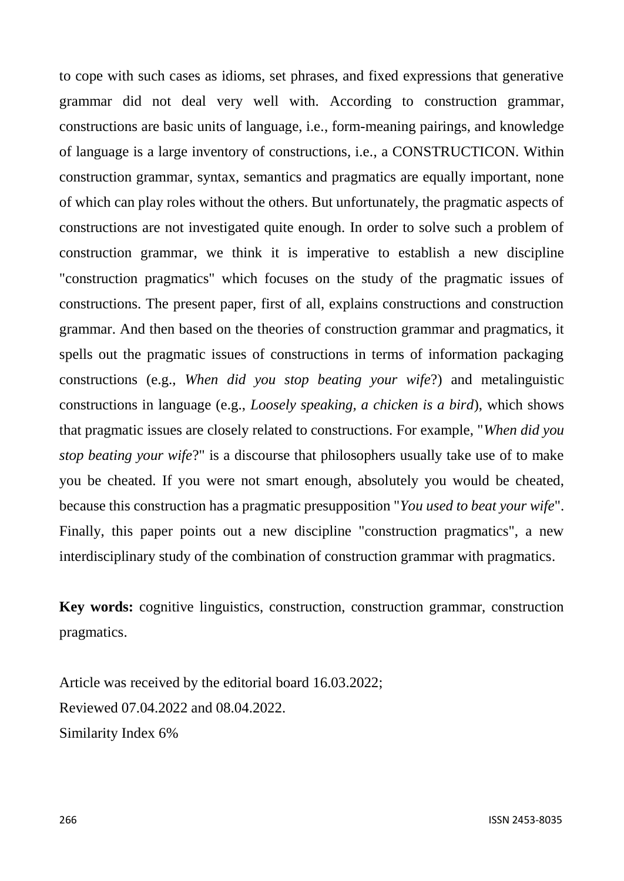to cope with such cases as idioms, set phrases, and fixed expressions that generative grammar did not deal very well with. According to construction grammar, constructions are basic units of language, i.e., form-meaning pairings, and knowledge of language is a large inventory of constructions, i.e., a CONSTRUCTICON. Within construction grammar, syntax, semantics and pragmatics are equally important, none of which can play roles without the others. But unfortunately, the pragmatic aspects of constructions are not investigated quite enough. In order to solve such a problem of construction grammar, we think it is imperative to establish a new discipline "construction pragmatics" which focuses on the study of the pragmatic issues of constructions. The present paper, first of all, explains constructions and construction grammar. And then based on the theories of construction grammar and pragmatics, it spells out the pragmatic issues of constructions in terms of information packaging constructions (e.g., *When did you stop beating your wife*?) and metalinguistic constructions in language (e.g., *Loosely speaking, a chicken is a bird*), which shows that pragmatic issues are closely related to constructions. For example, "*When did you stop beating your wife*?" is a discourse that philosophers usually take use of to make you be cheated. If you were not smart enough, absolutely you would be cheated, because this construction has a pragmatic presupposition "*You used to beat your wife*". Finally, this paper points out a new discipline "construction pragmatics", a new interdisciplinary study of the combination of construction grammar with pragmatics.

**Key words:** cognitive linguistics, construction, construction grammar, construction pragmatics.

Article was received by the editorial board 16.03.2022;
Reviewed 07.04.2022 and 08.04.2022.
Similarity Index 6%